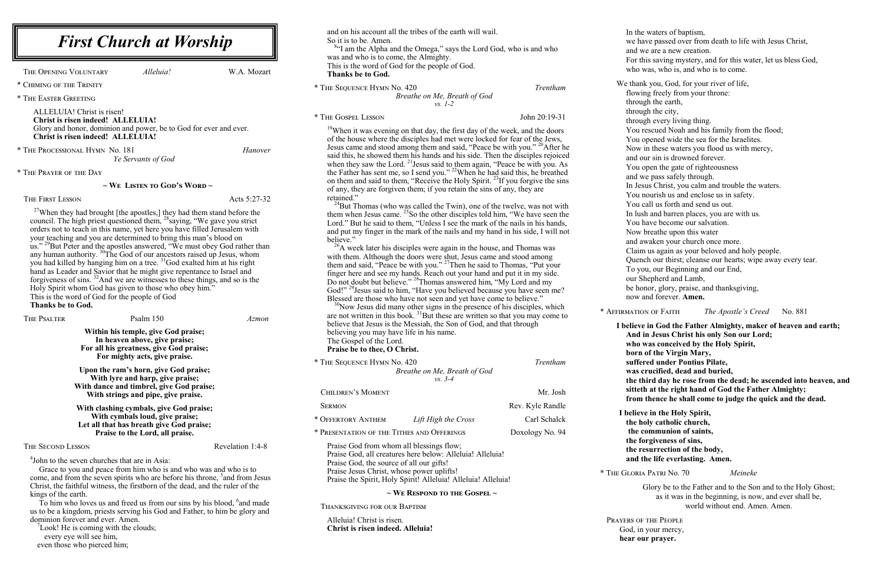# First Church at Worship

The Opening Voluntary — *Alleluia!* — W.A. Mozart

\* Chiming of the Trinity

\* The Easter Greeting

ALLELUIA! Christ is risen!
**Christ is risen indeed! ALLELUIA!**
Glory and honor, dominion and power, be to God for ever and ever.
**Christ is risen indeed! ALLELUIA!**

\* The Processional Hymn No. 181 — *Ye Servants of God* — *Hanover*

\* The Prayer of the Day

**~ We Listen to God's Word ~**

The First Lesson — Acts 5:27-32

[27]When they had brought [the apostles,] they had them stand before the council. The high priest questioned them, [28]saying, "We gave you strict orders not to teach in this name, yet here you have filled Jerusalem with your teaching and you are determined to bring this man's blood on us." [29]But Peter and the apostles answered, "We must obey God rather than any human authority. [30]The God of our ancestors raised up Jesus, whom you had killed by hanging him on a tree. [31]God exalted him at his right hand as Leader and Savior that he might give repentance to Israel and forgiveness of sins. [32]And we are witnesses to these things, and so is the Holy Spirit whom God has given to those who obey him."
This is the word of God for the people of God
**Thanks be to God.**

The Psalter — Psalm 150 — *Azmon*

**Within his temple, give God praise;**
**In heaven above, give praise;**
**For all his greatness, give God praise;**
**For mighty acts, give praise.**

**Upon the ram's horn, give God praise;**
**With lyre and harp, give praise;**
**With dance and timbrel, give God praise;**
**With strings and pipe, give praise.**

**With clashing cymbals, give God praise;**
**With cymbals loud, give praise;**
**Let all that has breath give God praise;**
**Praise to the Lord, all praise.**

The Second Lesson — Revelation 1:4-8

[4]John to the seven churches that are in Asia:
Grace to you and peace from him who is and who was and who is to come, and from the seven spirits who are before his throne, [5]and from Jesus Christ, the faithful witness, the firstborn of the dead, and the ruler of the kings of the earth.
To him who loves us and freed us from our sins by his blood, [6]and made us to be a kingdom, priests serving his God and Father, to him be glory and dominion forever and ever. Amen.
[7]Look! He is coming with the clouds;
every eye will see him,
even those who pierced him;
and on his account all the tribes of the earth will wail.
So it is to be. Amen.
[8]"I am the Alpha and the Omega," says the Lord God, who is and who was and who is to come, the Almighty.
This is the word of God for the people of God.
**Thanks be to God.**

\* The Sequence Hymn No. 420 — *Breathe on Me, Breath of God* vs. 1-2 — *Trentham*

\* The Gospel Lesson — John 20:19-31

[19]When it was evening on that day, the first day of the week, and the doors of the house where the disciples had met were locked for fear of the Jews, Jesus came and stood among them and said, "Peace be with you." [20]After he said this, he showed them his hands and his side. Then the disciples rejoiced when they saw the Lord. [21]Jesus said to them again, "Peace be with you. As the Father has sent me, so I send you." [22]When he had said this, he breathed on them and said to them, "Receive the Holy Spirit. [23]If you forgive the sins of any, they are forgiven them; if you retain the sins of any, they are retained."
[24]But Thomas (who was called the Twin), one of the twelve, was not with them when Jesus came. [25]So the other disciples told him, "We have seen the Lord." But he said to them, "Unless I see the mark of the nails in his hands, and put my finger in the mark of the nails and my hand in his side, I will not believe."
[26]A week later his disciples were again in the house, and Thomas was with them. Although the doors were shut, Jesus came and stood among them and said, "Peace be with you." [27]Then he said to Thomas, "Put your finger here and see my hands. Reach out your hand and put it in my side. Do not doubt but believe." [28]Thomas answered him, "My Lord and my God!" [29]Jesus said to him, "Have you believed because you have seen me? Blessed are those who have not seen and yet have come to believe."
[30]Now Jesus did many other signs in the presence of his disciples, which are not written in this book. [31]But these are written so that you may come to believe that Jesus is the Messiah, the Son of God, and that through believing you may have life in his name.
The Gospel of the Lord.
**Praise be to thee, O Christ.**

\* The Sequence Hymn No. 420 — *Breathe on Me, Breath of God* vs. 3-4 — *Trentham*

Children's Moment — Mr. Josh

Sermon — Rev. Kyle Randle

\* Offertory Anthem — *Lift High the Cross* — Carl Schalck

\* Presentation of the Tithes and Offerings — Doxology No. 94

Praise God from whom all blessings flow;
Praise God, all creatures here below: Alleluia! Alleluia!
Praise God, the source of all our gifts!
Praise Jesus Christ, whose power uplifts!
Praise the Spirit, Holy Spirit! Alleluia! Alleluia! Alleluia!

**~ We Respond to the Gospel ~**

Thanksgiving for our Baptism

Alleluia! Christ is risen.
**Christ is risen indeed. Alleluia!**

In the waters of baptism,
we have passed over from death to life with Jesus Christ,
and we are a new creation.
For this saving mystery, and for this water, let us bless God,
who was, who is, and who is to come.

We thank you, God, for your river of life,
flowing freely from your throne:
through the earth,
through the city,
through every living thing.
You rescued Noah and his family from the flood;
You opened wide the sea for the Israelites.
Now in these waters you flood us with mercy,
and our sin is drowned forever.
You open the gate of righteousness
and we pass safely through.
In Jesus Christ, you calm and trouble the waters.
You nourish us and enclose us in safety.
You call us forth and send us out.
In lush and barren places, you are with us.
You have become our salvation.
Now breathe upon this water
and awaken your church once more.
Claim us again as your beloved and holy people.
Quench our thirst; cleanse our hearts; wipe away every tear.
To you, our Beginning and our End,
our Shepherd and Lamb,
be honor, glory, praise, and thanksgiving,
now and forever. **Amen.**

\* Affirmation of Faith — *The Apostle's Creed* — No. 881

**I believe in God the Father Almighty, maker of heaven and earth;**
**And in Jesus Christ his only Son our Lord;**
**who was conceived by the Holy Spirit,**
**born of the Virgin Mary,**
**suffered under Pontius Pilate,**
**was crucified, dead and buried,**
**the third day he rose from the dead; he ascended into heaven, and sitteth at the right hand of God the Father Almighty;**
**from thence he shall come to judge the quick and the dead.**

**I believe in the Holy Spirit,**
**the holy catholic church,**
**the communion of saints,**
**the forgiveness of sins,**
**the resurrection of the body,**
**and the life everlasting. Amen.**

\* The Gloria Patri No. 70 — *Meineke*

Glory be to the Father and to the Son and to the Holy Ghost;
as it was in the beginning, is now, and ever shall be,
world without end. Amen. Amen.

Prayers of the People

God, in your mercy,
**hear our prayer.**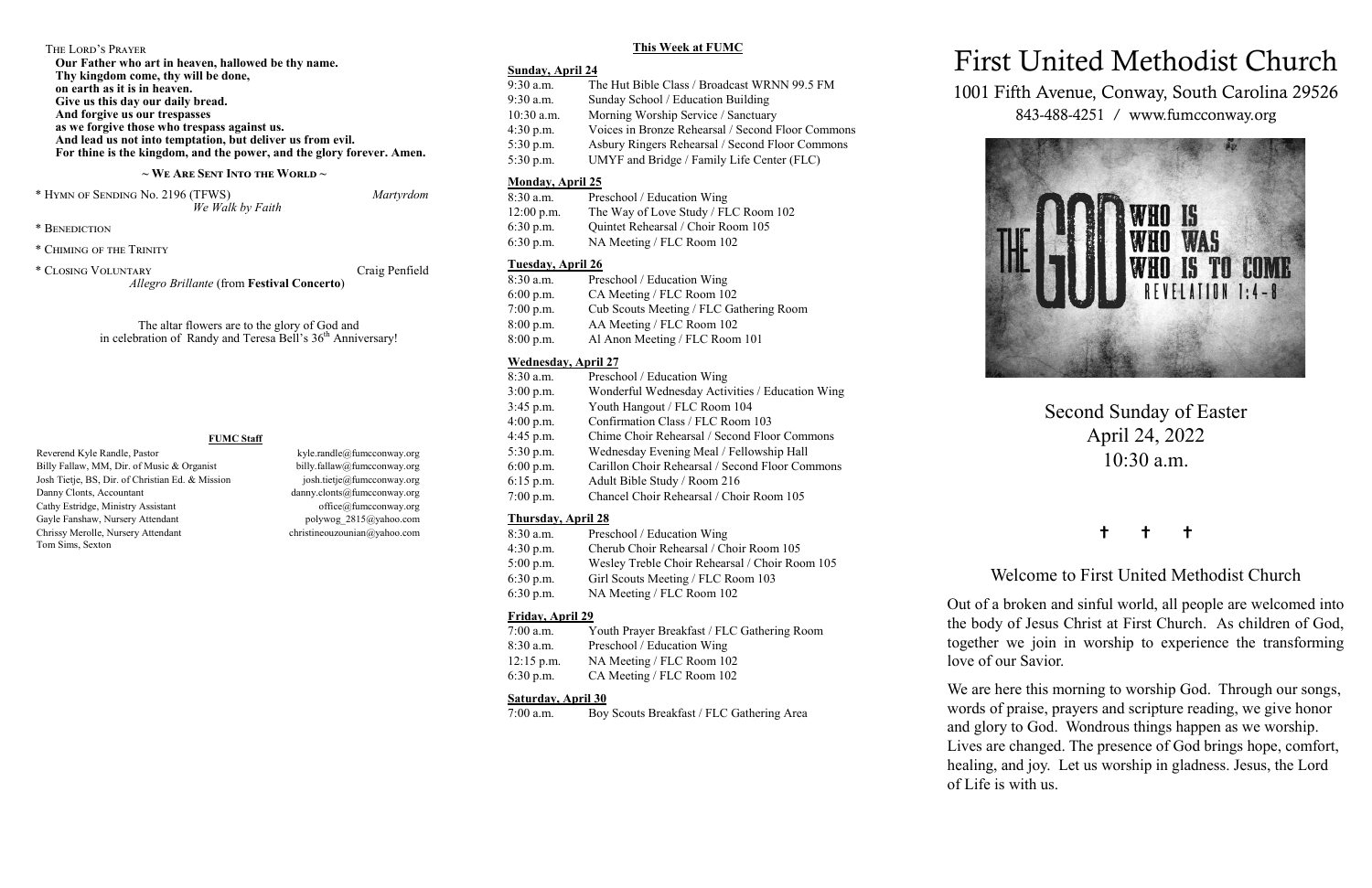The Lord's Prayer

**Our Father who art in heaven, hallowed be thy name.
Thy kingdom come, thy will be done,
on earth as it is in heaven.
Give us this day our daily bread.
And forgive us our trespasses
as we forgive those who trespass against us.
And lead us not into temptation, but deliver us from evil.
For thine is the kingdom, and the power, and the glory forever. Amen.**

**~ We Are Sent Into the World ~**

\* Hymn of Sending No. 2196 (TFWS) *Martyrdom*
*We Walk by Faith*

\* Benediction

\* Chiming of the Trinity

\* Closing Voluntary Craig Penfield
*Allegro Brillante* (from **Festival Concerto**)

The altar flowers are to the glory of God and in celebration of Randy and Teresa Bell's 36th Anniversary!

**FUMC Staff**

| | |
|---|---|
| Reverend Kyle Randle, Pastor | kyle.randle@fumcconway.org |
| Billy Fallaw, MM, Dir. of Music & Organist | billy.fallaw@fumcconway.org |
| Josh Tietje, BS, Dir. of Christian Ed. & Mission | josh.tietje@fumcconway.org |
| Danny Clonts, Accountant | danny.clonts@fumcconway.org |
| Cathy Estridge, Ministry Assistant | office@fumcconway.org |
| Gayle Fanshaw, Nursery Attendant | polywog_2815@yahoo.com |
| Chrissy Merolle, Nursery Attendant | christineouzounian@yahoo.com |
| Tom Sims, Sexton | |

## This Week at FUMC

**Sunday, April 24**

| | |
|---|---|
| 9:30 a.m. | The Hut Bible Class / Broadcast WRNN 99.5 FM |
| 9:30 a.m. | Sunday School / Education Building |
| 10:30 a.m. | Morning Worship Service / Sanctuary |
| 4:30 p.m. | Voices in Bronze Rehearsal / Second Floor Commons |
| 5:30 p.m. | Asbury Ringers Rehearsal / Second Floor Commons |
| 5:30 p.m. | UMYF and Bridge / Family Life Center (FLC) |

**Monday, April 25**

| | |
|---|---|
| 8:30 a.m. | Preschool / Education Wing |
| 12:00 p.m. | The Way of Love Study / FLC Room 102 |
| 6:30 p.m. | Quintet Rehearsal / Choir Room 105 |
| 6:30 p.m. | NA Meeting / FLC Room 102 |

**Tuesday, April 26**

| | |
|---|---|
| 8:30 a.m. | Preschool / Education Wing |
| 6:00 p.m. | CA Meeting / FLC Room 102 |
| 7:00 p.m. | Cub Scouts Meeting / FLC Gathering Room |
| 8:00 p.m. | AA Meeting / FLC Room 102 |
| 8:00 p.m. | Al Anon Meeting / FLC Room 101 |

**Wednesday, April 27**

| | |
|---|---|
| 8:30 a.m. | Preschool / Education Wing |
| 3:00 p.m. | Wonderful Wednesday Activities / Education Wing |
| 3:45 p.m. | Youth Hangout / FLC Room 104 |
| 4:00 p.m. | Confirmation Class / FLC Room 103 |
| 4:45 p.m. | Chime Choir Rehearsal / Second Floor Commons |
| 5:30 p.m. | Wednesday Evening Meal / Fellowship Hall |
| 6:00 p.m. | Carillon Choir Rehearsal / Second Floor Commons |
| 6:15 p.m. | Adult Bible Study / Room 216 |
| 7:00 p.m. | Chancel Choir Rehearsal / Choir Room 105 |

**Thursday, April 28**

| | |
|---|---|
| 8:30 a.m. | Preschool / Education Wing |
| 4:30 p.m. | Cherub Choir Rehearsal / Choir Room 105 |
| 5:00 p.m. | Wesley Treble Choir Rehearsal / Choir Room 105 |
| 6:30 p.m. | Girl Scouts Meeting / FLC Room 103 |
| 6:30 p.m. | NA Meeting / FLC Room 102 |

**Friday, April 29**

| | |
|---|---|
| 7:00 a.m. | Youth Prayer Breakfast / FLC Gathering Room |
| 8:30 a.m. | Preschool / Education Wing |
| 12:15 p.m. | NA Meeting / FLC Room 102 |
| 6:30 p.m. | CA Meeting / FLC Room 102 |

**Saturday, April 30**

| | |
|---|---|
| 7:00 a.m. | Boy Scouts Breakfast / FLC Gathering Area |

# First United Methodist Church

1001 Fifth Avenue, Conway, South Carolina 29526
843-488-4251 / www.fumcconway.org

THE GOD WHO IS WHO WAS WHO IS TO COME
REVELATION 1:4-8

Second Sunday of Easter
April 24, 2022
10:30 a.m.

† † †

## Welcome to First United Methodist Church

Out of a broken and sinful world, all people are welcomed into the body of Jesus Christ at First Church. As children of God, together we join in worship to experience the transforming love of our Savior.

We are here this morning to worship God. Through our songs, words of praise, prayers and scripture reading, we give honor and glory to God. Wondrous things happen as we worship. Lives are changed. The presence of God brings hope, comfort, healing, and joy. Let us worship in gladness. Jesus, the Lord of Life is with us.